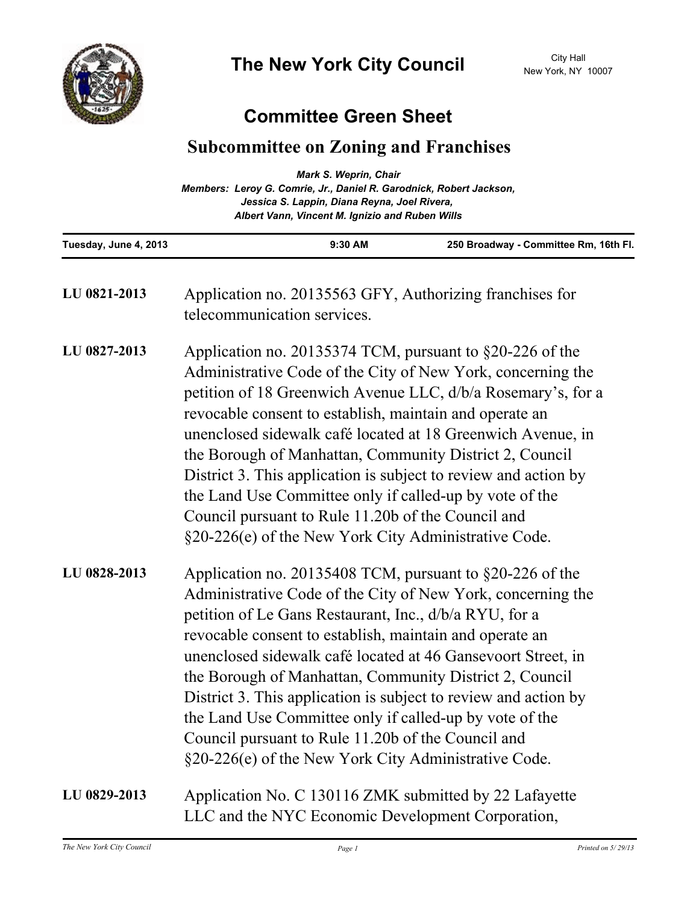# The New York City Council

City Hall
New York, NY 10007

## Committee Green Sheet

## Subcommittee on Zoning and Franchises

*Mark S. Weprin, Chair*
*Members: Leroy G. Comrie, Jr., Daniel R. Garodnick, Robert Jackson, Jessica S. Lappin, Diana Reyna, Joel Rivera, Albert Vann, Vincent M. Ignizio and Ruben Wills*

**Tuesday, June 4, 2013** | **9:30 AM** | **250 Broadway - Committee Rm, 16th Fl.**

---

**LU 0821-2013** Application no. 20135563 GFY, Authorizing franchises for telecommunication services.

**LU 0827-2013** Application no. 20135374 TCM, pursuant to §20-226 of the Administrative Code of the City of New York, concerning the petition of 18 Greenwich Avenue LLC, d/b/a Rosemary's, for a revocable consent to establish, maintain and operate an unenclosed sidewalk café located at 18 Greenwich Avenue, in the Borough of Manhattan, Community District 2, Council District 3. This application is subject to review and action by the Land Use Committee only if called-up by vote of the Council pursuant to Rule 11.20b of the Council and §20-226(e) of the New York City Administrative Code.

**LU 0828-2013** Application no. 20135408 TCM, pursuant to §20-226 of the Administrative Code of the City of New York, concerning the petition of Le Gans Restaurant, Inc., d/b/a RYU, for a revocable consent to establish, maintain and operate an unenclosed sidewalk café located at 46 Gansevoort Street, in the Borough of Manhattan, Community District 2, Council District 3. This application is subject to review and action by the Land Use Committee only if called-up by vote of the Council pursuant to Rule 11.20b of the Council and §20-226(e) of the New York City Administrative Code.

**LU 0829-2013** Application No. C 130116 ZMK submitted by 22 Lafayette LLC and the NYC Economic Development Corporation,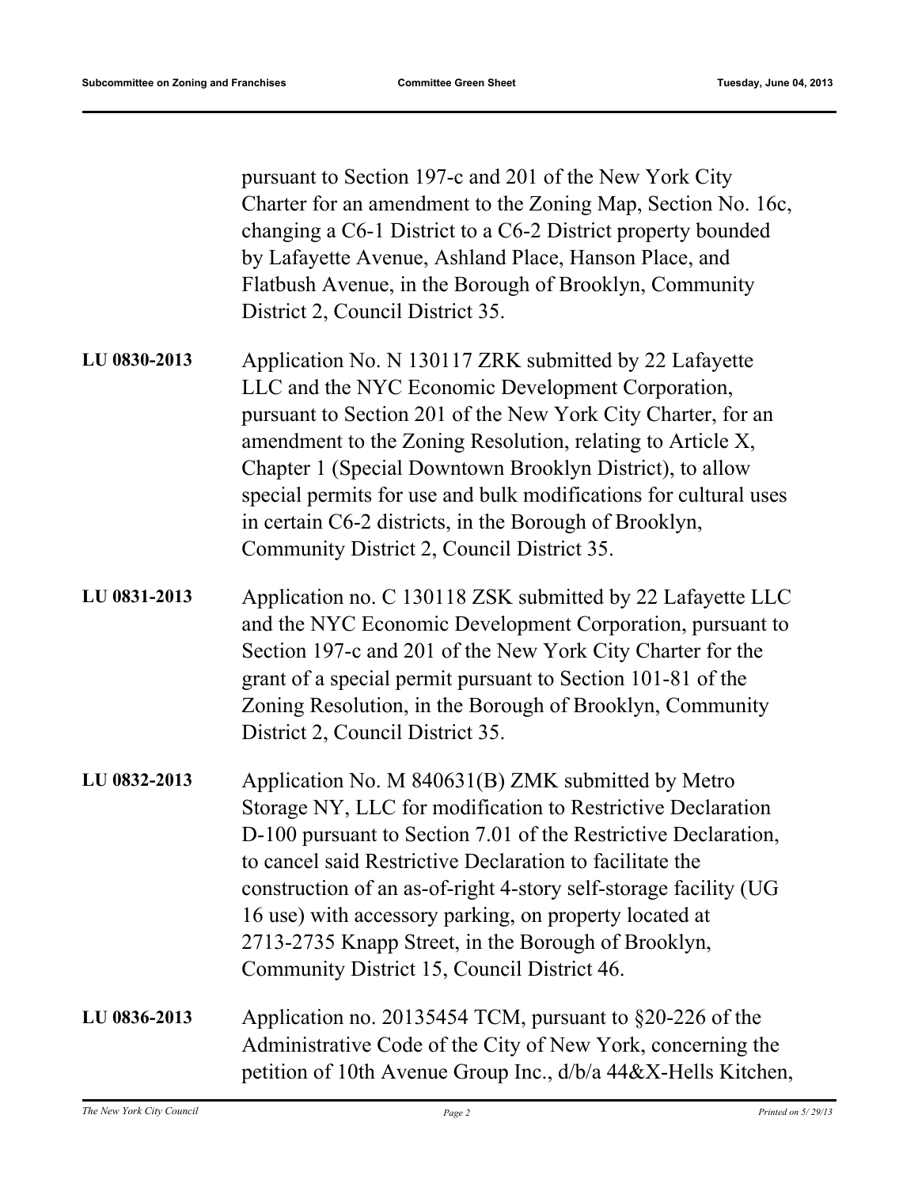pursuant to Section 197-c and 201 of the New York City Charter for an amendment to the Zoning Map, Section No. 16c, changing a C6-1 District to a C6-2 District property bounded by Lafayette Avenue, Ashland Place, Hanson Place, and Flatbush Avenue, in the Borough of Brooklyn, Community District 2, Council District 35.

**LU 0830-2013** Application No. N 130117 ZRK submitted by 22 Lafayette LLC and the NYC Economic Development Corporation, pursuant to Section 201 of the New York City Charter, for an amendment to the Zoning Resolution, relating to Article X, Chapter 1 (Special Downtown Brooklyn District), to allow special permits for use and bulk modifications for cultural uses in certain C6-2 districts, in the Borough of Brooklyn, Community District 2, Council District 35.

**LU 0831-2013** Application no. C 130118 ZSK submitted by 22 Lafayette LLC and the NYC Economic Development Corporation, pursuant to Section 197-c and 201 of the New York City Charter for the grant of a special permit pursuant to Section 101-81 of the Zoning Resolution, in the Borough of Brooklyn, Community District 2, Council District 35.

**LU 0832-2013** Application No. M 840631(B) ZMK submitted by Metro Storage NY, LLC for modification to Restrictive Declaration D-100 pursuant to Section 7.01 of the Restrictive Declaration, to cancel said Restrictive Declaration to facilitate the construction of an as-of-right 4-story self-storage facility (UG 16 use) with accessory parking, on property located at 2713-2735 Knapp Street, in the Borough of Brooklyn, Community District 15, Council District 46.

**LU 0836-2013** Application no. 20135454 TCM, pursuant to §20-226 of the Administrative Code of the City of New York, concerning the petition of 10th Avenue Group Inc., d/b/a 44&X-Hells Kitchen,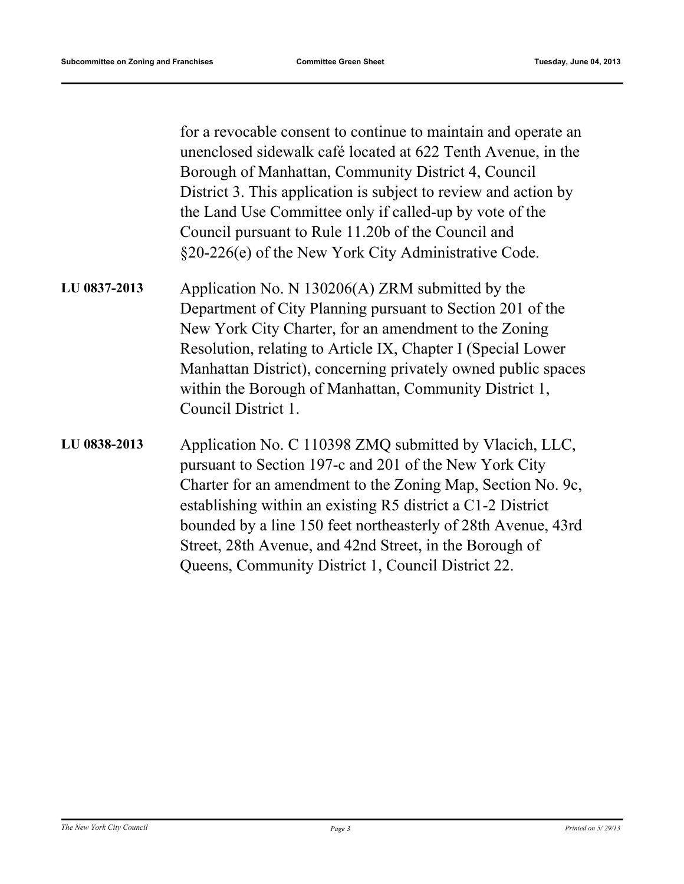for a revocable consent to continue to maintain and operate an unenclosed sidewalk café located at 622 Tenth Avenue, in the Borough of Manhattan, Community District 4, Council District 3. This application is subject to review and action by the Land Use Committee only if called-up by vote of the Council pursuant to Rule 11.20b of the Council and §20-226(e) of the New York City Administrative Code.

**LU 0837-2013** Application No. N 130206(A) ZRM submitted by the Department of City Planning pursuant to Section 201 of the New York City Charter, for an amendment to the Zoning Resolution, relating to Article IX, Chapter I (Special Lower Manhattan District), concerning privately owned public spaces within the Borough of Manhattan, Community District 1, Council District 1.

**LU 0838-2013** Application No. C 110398 ZMQ submitted by Vlacich, LLC, pursuant to Section 197-c and 201 of the New York City Charter for an amendment to the Zoning Map, Section No. 9c, establishing within an existing R5 district a C1-2 District bounded by a line 150 feet northeasterly of 28th Avenue, 43rd Street, 28th Avenue, and 42nd Street, in the Borough of Queens, Community District 1, Council District 22.